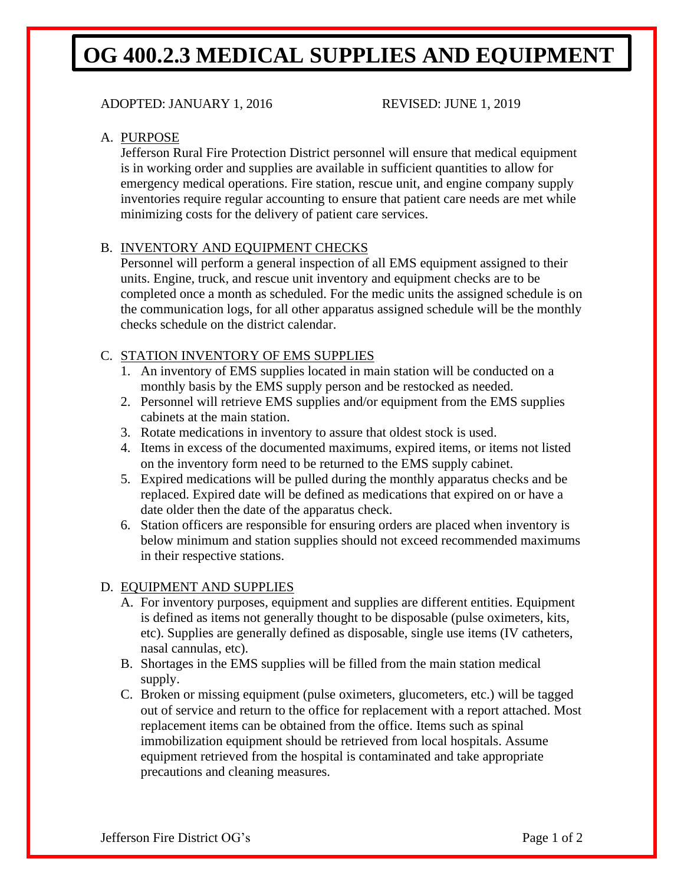# OG 400.2.3 MEDICAL SUPPLIES AND EQUIPMENT

ADOPTED: JANUARY 1, 2016 REVISED: JUNE 1, 2019

A. PURPOSE

Jefferson Rural Fire Protection District personnel will ensure that medical equipment is in working order and supplies are available in sufficient quantities to allow for emergency medical operations. Fire station, rescue unit, and engine company supply inventories require regular accounting to ensure that patient care needs are met while minimizing costs for the delivery of patient care services.

B. INVENTORY AND EQUIPMENT CHECKS

Personnel will perform a general inspection of all EMS equipment assigned to their units. Engine, truck, and rescue unit inventory and equipment checks are to be completed once a month as scheduled. For the medic units the assigned schedule is on the communication logs, for all other apparatus assigned schedule will be the monthly checks schedule on the district calendar.

C. STATION INVENTORY OF EMS SUPPLIES

1. An inventory of EMS supplies located in main station will be conducted on a monthly basis by the EMS supply person and be restocked as needed.
2. Personnel will retrieve EMS supplies and/or equipment from the EMS supplies cabinets at the main station.
3. Rotate medications in inventory to assure that oldest stock is used.
4. Items in excess of the documented maximums, expired items, or items not listed on the inventory form need to be returned to the EMS supply cabinet.
5. Expired medications will be pulled during the monthly apparatus checks and be replaced. Expired date will be defined as medications that expired on or have a date older then the date of the apparatus check.
6. Station officers are responsible for ensuring orders are placed when inventory is below minimum and station supplies should not exceed recommended maximums in their respective stations.

D. EQUIPMENT AND SUPPLIES

A. For inventory purposes, equipment and supplies are different entities. Equipment is defined as items not generally thought to be disposable (pulse oximeters, kits, etc). Supplies are generally defined as disposable, single use items (IV catheters, nasal cannulas, etc).

B. Shortages in the EMS supplies will be filled from the main station medical supply.

C. Broken or missing equipment (pulse oximeters, glucometers, etc.) will be tagged out of service and return to the office for replacement with a report attached. Most replacement items can be obtained from the office. Items such as spinal immobilization equipment should be retrieved from local hospitals. Assume equipment retrieved from the hospital is contaminated and take appropriate precautions and cleaning measures.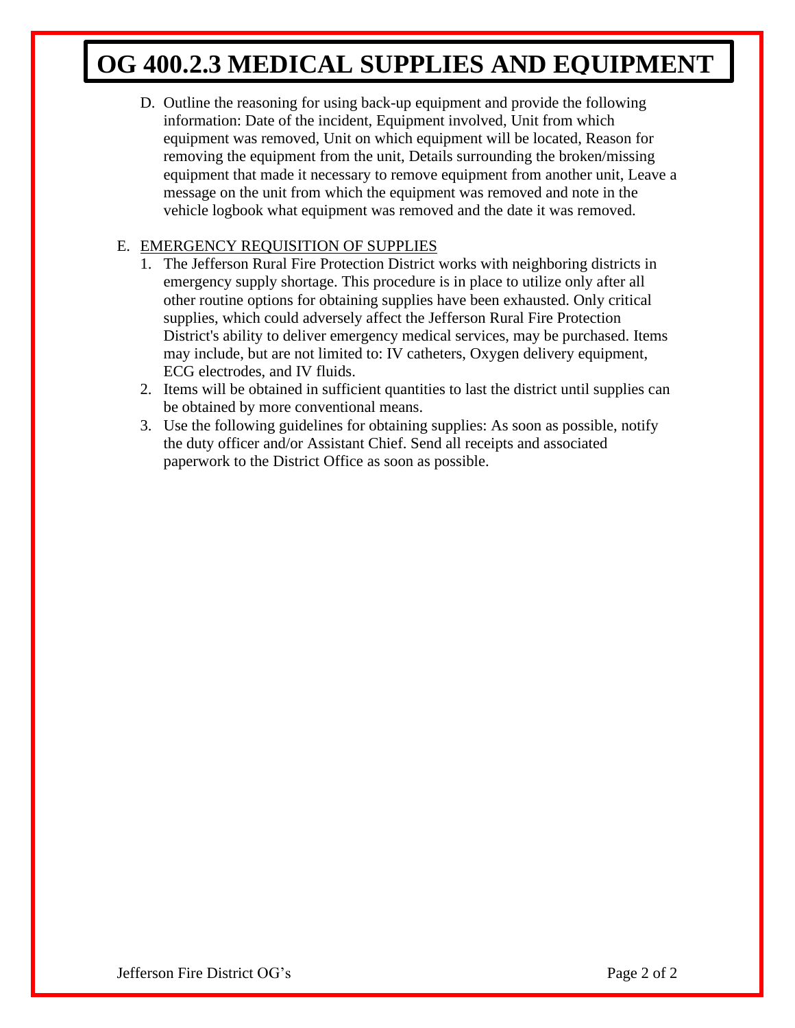# OG 400.2.3 MEDICAL SUPPLIES AND EQUIPMENT

D. Outline the reasoning for using back-up equipment and provide the following information: Date of the incident, Equipment involved, Unit from which equipment was removed, Unit on which equipment will be located, Reason for removing the equipment from the unit, Details surrounding the broken/missing equipment that made it necessary to remove equipment from another unit, Leave a message on the unit from which the equipment was removed and note in the vehicle logbook what equipment was removed and the date it was removed.

E. <u>EMERGENCY REQUISITION OF SUPPLIES</u>

1. The Jefferson Rural Fire Protection District works with neighboring districts in emergency supply shortage. This procedure is in place to utilize only after all other routine options for obtaining supplies have been exhausted. Only critical supplies, which could adversely affect the Jefferson Rural Fire Protection District's ability to deliver emergency medical services, may be purchased. Items may include, but are not limited to: IV catheters, Oxygen delivery equipment, ECG electrodes, and IV fluids.
2. Items will be obtained in sufficient quantities to last the district until supplies can be obtained by more conventional means.
3. Use the following guidelines for obtaining supplies: As soon as possible, notify the duty officer and/or Assistant Chief. Send all receipts and associated paperwork to the District Office as soon as possible.